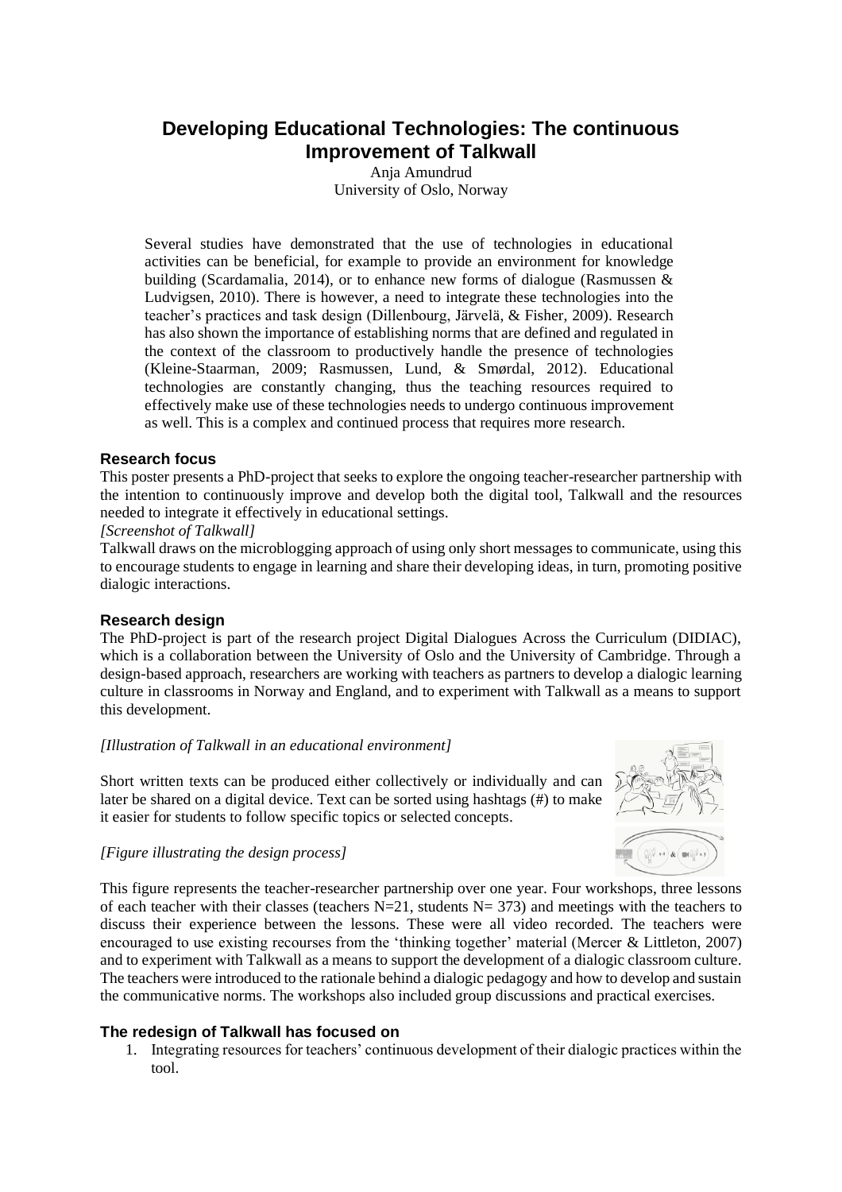# Developing Educational Technologies: The continuous Improvement of Talkwall

Anja Amundrud
University of Oslo, Norway

Several studies have demonstrated that the use of technologies in educational activities can be beneficial, for example to provide an environment for knowledge building (Scardamalia, 2014), or to enhance new forms of dialogue (Rasmussen & Ludvigsen, 2010). There is however, a need to integrate these technologies into the teacher's practices and task design (Dillenbourg, Järvelä, & Fisher, 2009). Research has also shown the importance of establishing norms that are defined and regulated in the context of the classroom to productively handle the presence of technologies (Kleine-Staarman, 2009; Rasmussen, Lund, & Smørdal, 2012). Educational technologies are constantly changing, thus the teaching resources required to effectively make use of these technologies needs to undergo continuous improvement as well. This is a complex and continued process that requires more research.

## Research focus

This poster presents a PhD-project that seeks to explore the ongoing teacher-researcher partnership with the intention to continuously improve and develop both the digital tool, Talkwall and the resources needed to integrate it effectively in educational settings.

*[Screenshot of Talkwall]*

Talkwall draws on the microblogging approach of using only short messages to communicate, using this to encourage students to engage in learning and share their developing ideas, in turn, promoting positive dialogic interactions.

## Research design

The PhD-project is part of the research project Digital Dialogues Across the Curriculum (DIDIAC), which is a collaboration between the University of Oslo and the University of Cambridge. Through a design-based approach, researchers are working with teachers as partners to develop a dialogic learning culture in classrooms in Norway and England, and to experiment with Talkwall as a means to support this development.

*[Illustration of Talkwall in an educational environment]*

Short written texts can be produced either collectively or individually and can later be shared on a digital device. Text can be sorted using hashtags (#) to make it easier for students to follow specific topics or selected concepts.

*[Figure illustrating the design process]*

This figure represents the teacher-researcher partnership over one year. Four workshops, three lessons of each teacher with their classes (teachers N=21, students N= 373) and meetings with the teachers to discuss their experience between the lessons. These were all video recorded. The teachers were encouraged to use existing recourses from the 'thinking together' material (Mercer & Littleton, 2007) and to experiment with Talkwall as a means to support the development of a dialogic classroom culture. The teachers were introduced to the rationale behind a dialogic pedagogy and how to develop and sustain the communicative norms. The workshops also included group discussions and practical exercises.

## The redesign of Talkwall has focused on

1. Integrating resources for teachers' continuous development of their dialogic practices within the tool.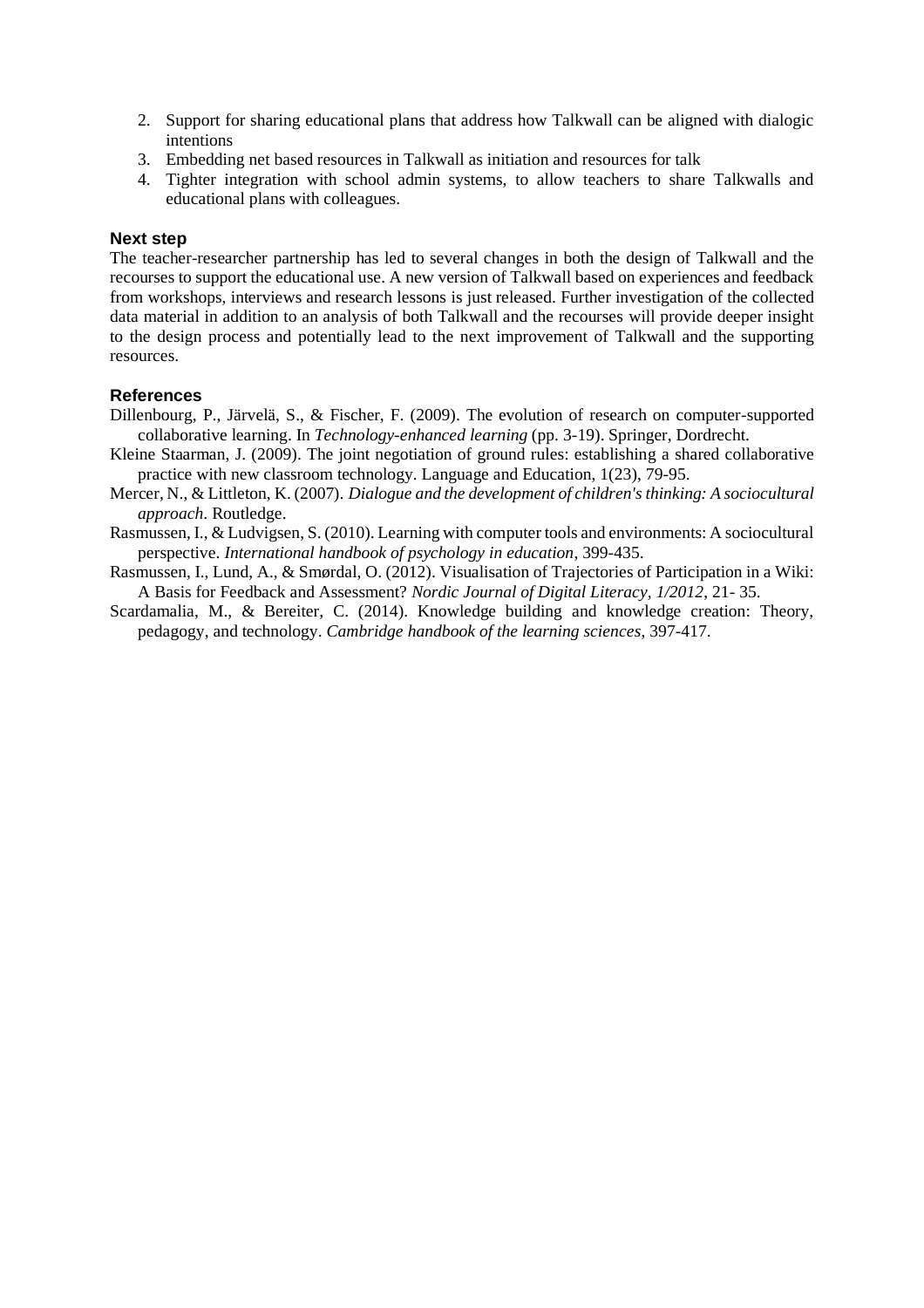2. Support for sharing educational plans that address how Talkwall can be aligned with dialogic intentions
3. Embedding net based resources in Talkwall as initiation and resources for talk
4. Tighter integration with school admin systems, to allow teachers to share Talkwalls and educational plans with colleagues.

## Next step

The teacher-researcher partnership has led to several changes in both the design of Talkwall and the recourses to support the educational use. A new version of Talkwall based on experiences and feedback from workshops, interviews and research lessons is just released. Further investigation of the collected data material in addition to an analysis of both Talkwall and the recourses will provide deeper insight to the design process and potentially lead to the next improvement of Talkwall and the supporting resources.

## References

Dillenbourg, P., Järvelä, S., & Fischer, F. (2009). The evolution of research on computer-supported collaborative learning. In *Technology-enhanced learning* (pp. 3-19). Springer, Dordrecht.

Kleine Staarman, J. (2009). The joint negotiation of ground rules: establishing a shared collaborative practice with new classroom technology. Language and Education, 1(23), 79-95.

Mercer, N., & Littleton, K. (2007). *Dialogue and the development of children's thinking: A sociocultural approach*. Routledge.

Rasmussen, I., & Ludvigsen, S. (2010). Learning with computer tools and environments: A sociocultural perspective. *International handbook of psychology in education*, 399-435.

Rasmussen, I., Lund, A., & Smørdal, O. (2012). Visualisation of Trajectories of Participation in a Wiki: A Basis for Feedback and Assessment? *Nordic Journal of Digital Literacy, 1/2012*, 21- 35.

Scardamalia, M., & Bereiter, C. (2014). Knowledge building and knowledge creation: Theory, pedagogy, and technology. *Cambridge handbook of the learning sciences*, 397-417.